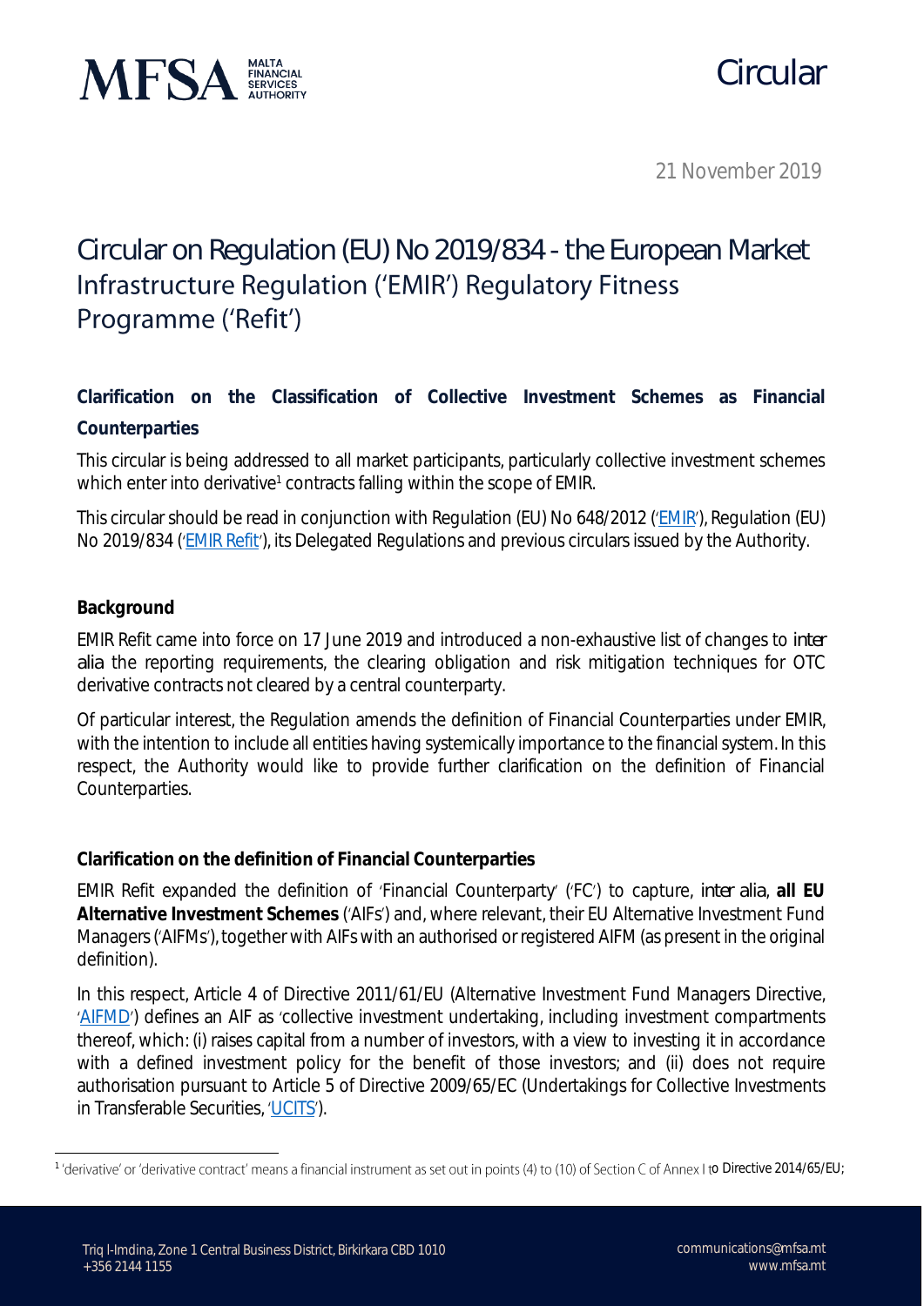Circular

21 November 2019

# Circular on Regulation (EU) No 2019/834 - the European Market Infrastructure Regulation ('EMIR') Regulatory Fitness Programme ('Refit')

## Clarification on the Classification of Collective Investment Schemes as Financial Counterparties

This circular is being addressed to all market participants, particularly collective investment schemes which enter into derivative[1] contracts falling within the scope of EMIR.

This circular should be read in conjunction with Regulation (EU) No 648/2012 ('EMIR'), Regulation (EU) No 2019/834 ('EMIR Refit'), its Delegated Regulations and previous circulars issued by the Authority.

### Background

EMIR Refit came into force on 17 June 2019 and introduced a non-exhaustive list of changes to *inter alia* the reporting requirements, the clearing obligation and risk mitigation techniques for OTC derivative contracts not cleared by a central counterparty.

Of particular interest, the Regulation amends the definition of Financial Counterparties under EMIR, with the intention to include all entities having systemically importance to the financial system. In this respect, the Authority would like to provide further clarification on the definition of Financial Counterparties.

### Clarification on the definition of Financial Counterparties

EMIR Refit expanded the definition of 'Financial Counterparty' ('FC') to capture, *inter alia*, **all EU Alternative Investment Schemes** ('AIFs') and, where relevant, their EU Alternative Investment Fund Managers ('AIFMs'), together with AIFs with an authorised or registered AIFM (as present in the original definition).

In this respect, Article 4 of Directive 2011/61/EU (Alternative Investment Fund Managers Directive, 'AIFMD') defines an AIF as 'collective investment undertaking, including investment compartments thereof, which: (i) raises capital from a number of investors, with a view to investing it in accordance with a defined investment policy for the benefit of those investors; and (ii) does not require authorisation pursuant to Article 5 of Directive 2009/65/EC (Undertakings for Collective Investments in Transferable Securities, 'UCITS').

[1] 'derivative' or 'derivative contract' means a financial instrument as set out in points (4) to (10) of Section C of Annex I to Directive 2014/65/EU;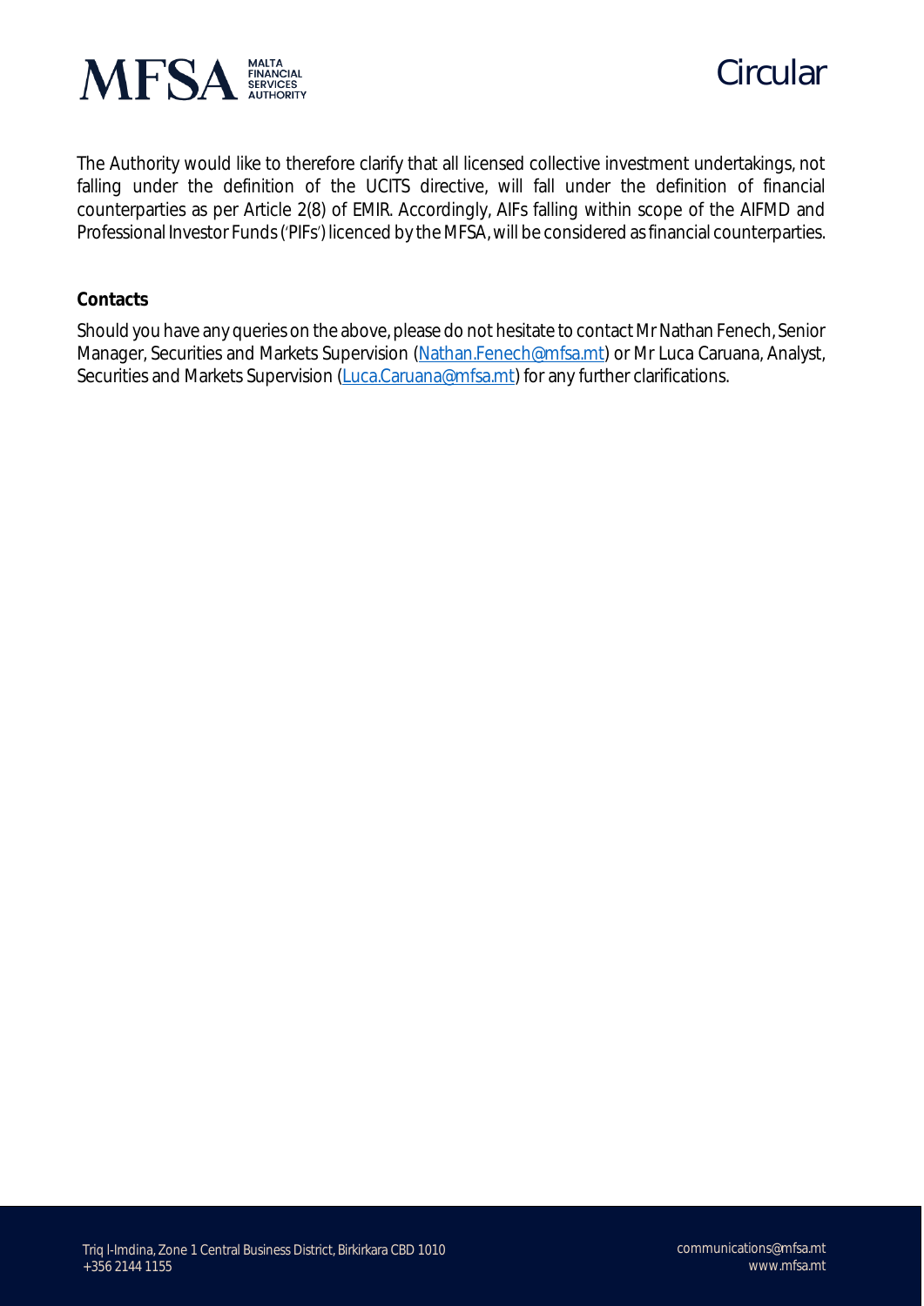The Authority would like to therefore clarify that all licensed collective investment undertakings, not falling under the definition of the UCITS directive, will fall under the definition of financial counterparties as per Article 2(8) of EMIR. Accordingly, AIFs falling within scope of the AIFMD and Professional Investor Funds ('PIFs') licenced by the MFSA, will be considered as financial counterparties.

**Contacts**

Should you have any queries on the above, please do not hesitate to contact Mr Nathan Fenech, Senior Manager, Securities and Markets Supervision (Nathan.Fenech@mfsa.mt) or Mr Luca Caruana, Analyst, Securities and Markets Supervision (Luca.Caruana@mfsa.mt) for any further clarifications.